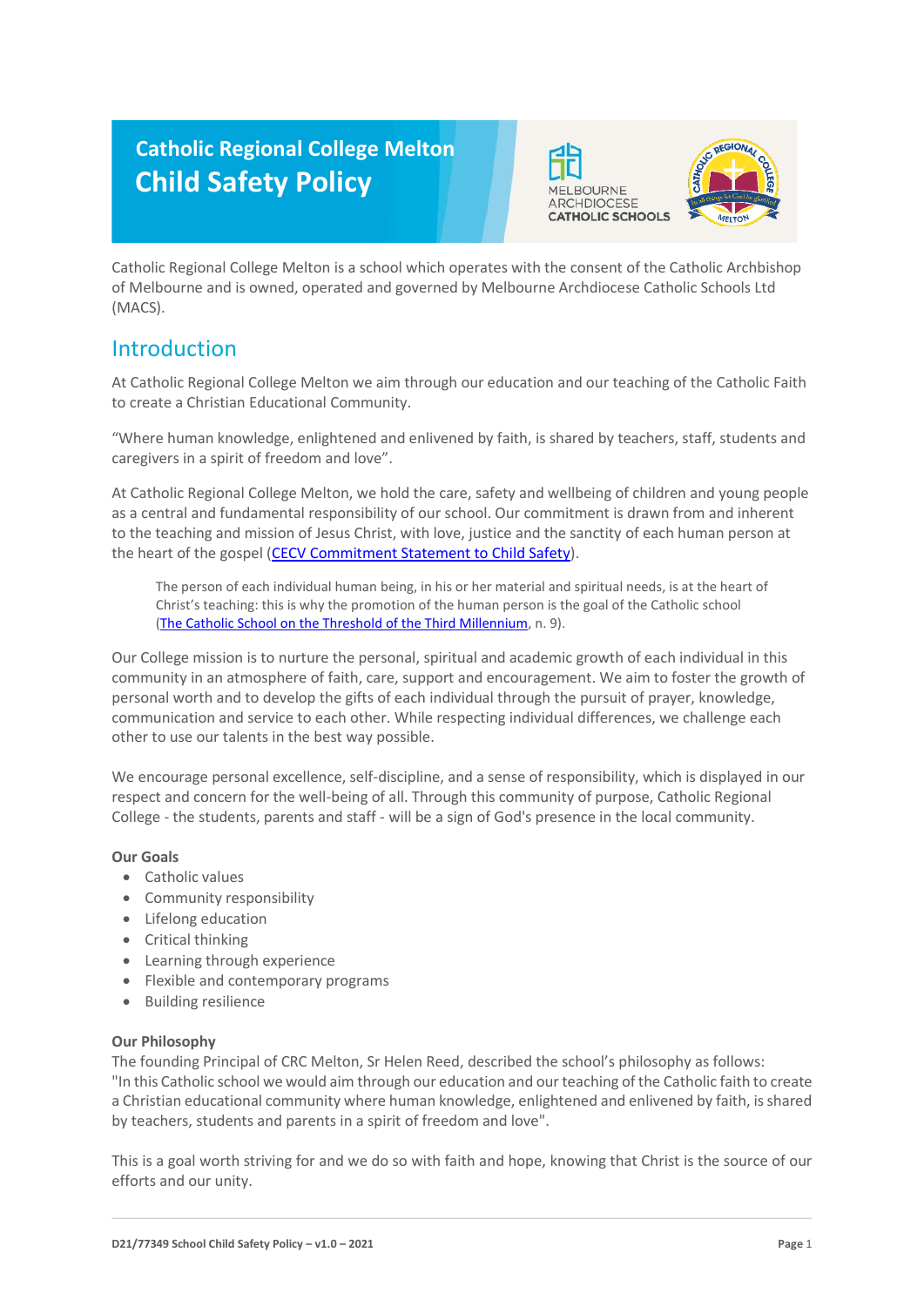# Catholic Regional College Melton

# Child Safety Policy

Catholic Regional College Melton is a school which operates with the consent of the Catholic Archbishop of Melbourne and is owned, operated and governed by Melbourne Archdiocese Catholic Schools Ltd (MACS).

## Introduction

At Catholic Regional College Melton we aim through our education and our teaching of the Catholic Faith to create a Christian Educational Community.

“Where human knowledge, enlightened and enlivened by faith, is shared by teachers, staff, students and caregivers in a spirit of freedom and love”.

At Catholic Regional College Melton, we hold the care, safety and wellbeing of children and young people as a central and fundamental responsibility of our school. Our commitment is drawn from and inherent to the teaching and mission of Jesus Christ, with love, justice and the sanctity of each human person at the heart of the gospel (CECV Commitment Statement to Child Safety).

> The person of each individual human being, in his or her material and spiritual needs, is at the heart of Christ’s teaching: this is why the promotion of the human person is the goal of the Catholic school (The Catholic School on the Threshold of the Third Millennium, n. 9).

Our College mission is to nurture the personal, spiritual and academic growth of each individual in this community in an atmosphere of faith, care, support and encouragement. We aim to foster the growth of personal worth and to develop the gifts of each individual through the pursuit of prayer, knowledge, communication and service to each other. While respecting individual differences, we challenge each other to use our talents in the best way possible.

We encourage personal excellence, self-discipline, and a sense of responsibility, which is displayed in our respect and concern for the well-being of all. Through this community of purpose, Catholic Regional College - the students, parents and staff - will be a sign of God's presence in the local community.

**Our Goals**

- Catholic values
- Community responsibility
- Lifelong education
- Critical thinking
- Learning through experience
- Flexible and contemporary programs
- Building resilience

**Our Philosophy**

The founding Principal of CRC Melton, Sr Helen Reed, described the school’s philosophy as follows: "In this Catholic school we would aim through our education and our teaching of the Catholic faith to create a Christian educational community where human knowledge, enlightened and enlivened by faith, is shared by teachers, students and parents in a spirit of freedom and love".

This is a goal worth striving for and we do so with faith and hope, knowing that Christ is the source of our efforts and our unity.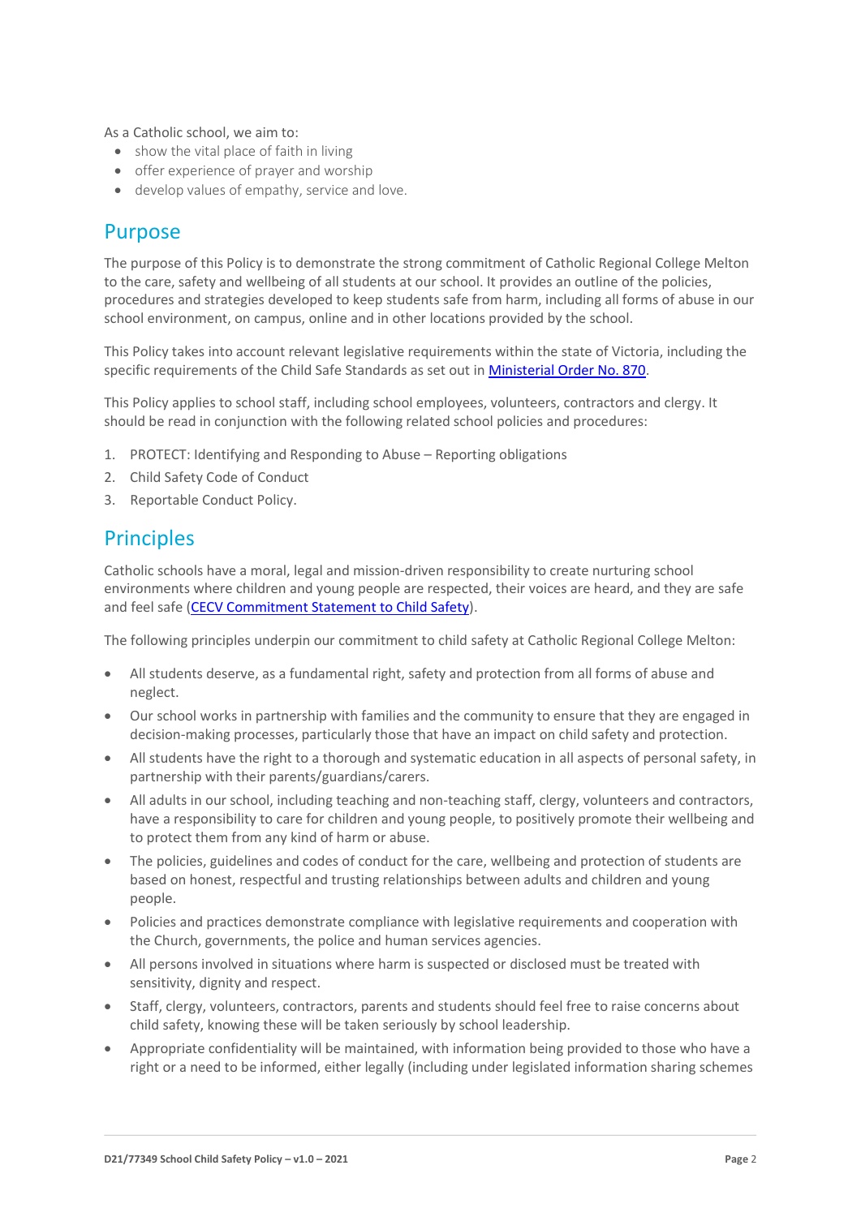As a Catholic school, we aim to:

- show the vital place of faith in living
- offer experience of prayer and worship
- develop values of empathy, service and love.

## Purpose

The purpose of this Policy is to demonstrate the strong commitment of Catholic Regional College Melton to the care, safety and wellbeing of all students at our school. It provides an outline of the policies, procedures and strategies developed to keep students safe from harm, including all forms of abuse in our school environment, on campus, online and in other locations provided by the school.

This Policy takes into account relevant legislative requirements within the state of Victoria, including the specific requirements of the Child Safe Standards as set out in [Ministerial Order No. 870](#).

This Policy applies to school staff, including school employees, volunteers, contractors and clergy. It should be read in conjunction with the following related school policies and procedures:

1. PROTECT: Identifying and Responding to Abuse – Reporting obligations
2. Child Safety Code of Conduct
3. Reportable Conduct Policy.

## Principles

Catholic schools have a moral, legal and mission-driven responsibility to create nurturing school environments where children and young people are respected, their voices are heard, and they are safe and feel safe ([CECV Commitment Statement to Child Safety](#)).

The following principles underpin our commitment to child safety at Catholic Regional College Melton:

- All students deserve, as a fundamental right, safety and protection from all forms of abuse and neglect.
- Our school works in partnership with families and the community to ensure that they are engaged in decision-making processes, particularly those that have an impact on child safety and protection.
- All students have the right to a thorough and systematic education in all aspects of personal safety, in partnership with their parents/guardians/carers.
- All adults in our school, including teaching and non-teaching staff, clergy, volunteers and contractors, have a responsibility to care for children and young people, to positively promote their wellbeing and to protect them from any kind of harm or abuse.
- The policies, guidelines and codes of conduct for the care, wellbeing and protection of students are based on honest, respectful and trusting relationships between adults and children and young people.
- Policies and practices demonstrate compliance with legislative requirements and cooperation with the Church, governments, the police and human services agencies.
- All persons involved in situations where harm is suspected or disclosed must be treated with sensitivity, dignity and respect.
- Staff, clergy, volunteers, contractors, parents and students should feel free to raise concerns about child safety, knowing these will be taken seriously by school leadership.
- Appropriate confidentiality will be maintained, with information being provided to those who have a right or a need to be informed, either legally (including under legislated information sharing schemes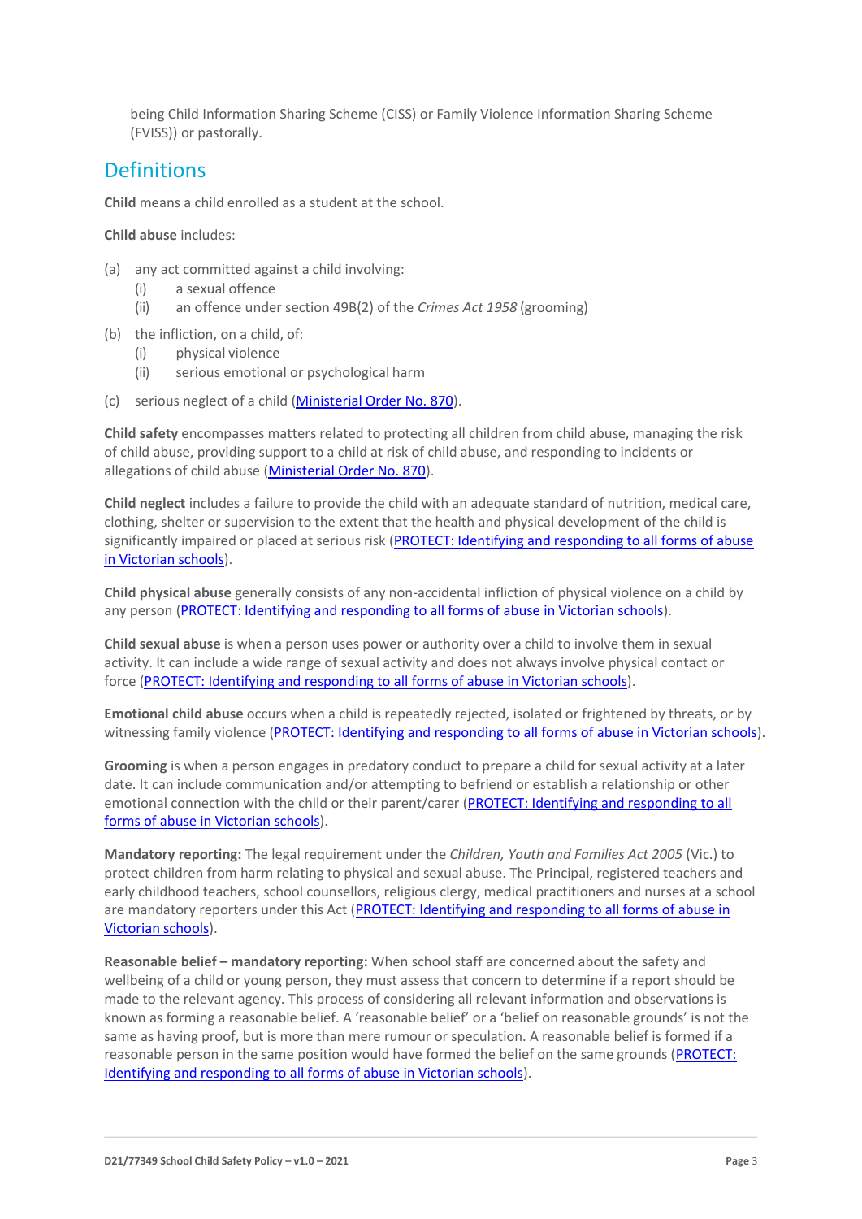being Child Information Sharing Scheme (CISS) or Family Violence Information Sharing Scheme (FVISS)) or pastorally.

## Definitions

**Child** means a child enrolled as a student at the school.

**Child abuse** includes:

(a) any act committed against a child involving:
  (i) a sexual offence
  (ii) an offence under section 49B(2) of the *Crimes Act 1958* (grooming)

(b) the infliction, on a child, of:
  (i) physical violence
  (ii) serious emotional or psychological harm

(c) serious neglect of a child (Ministerial Order No. 870).

**Child safety** encompasses matters related to protecting all children from child abuse, managing the risk of child abuse, providing support to a child at risk of child abuse, and responding to incidents or allegations of child abuse (Ministerial Order No. 870).

**Child neglect** includes a failure to provide the child with an adequate standard of nutrition, medical care, clothing, shelter or supervision to the extent that the health and physical development of the child is significantly impaired or placed at serious risk (PROTECT: Identifying and responding to all forms of abuse in Victorian schools).

**Child physical abuse** generally consists of any non-accidental infliction of physical violence on a child by any person (PROTECT: Identifying and responding to all forms of abuse in Victorian schools).

**Child sexual abuse** is when a person uses power or authority over a child to involve them in sexual activity. It can include a wide range of sexual activity and does not always involve physical contact or force (PROTECT: Identifying and responding to all forms of abuse in Victorian schools).

**Emotional child abuse** occurs when a child is repeatedly rejected, isolated or frightened by threats, or by witnessing family violence (PROTECT: Identifying and responding to all forms of abuse in Victorian schools).

**Grooming** is when a person engages in predatory conduct to prepare a child for sexual activity at a later date. It can include communication and/or attempting to befriend or establish a relationship or other emotional connection with the child or their parent/carer (PROTECT: Identifying and responding to all forms of abuse in Victorian schools).

**Mandatory reporting:** The legal requirement under the *Children, Youth and Families Act 2005* (Vic.) to protect children from harm relating to physical and sexual abuse. The Principal, registered teachers and early childhood teachers, school counsellors, religious clergy, medical practitioners and nurses at a school are mandatory reporters under this Act (PROTECT: Identifying and responding to all forms of abuse in Victorian schools).

**Reasonable belief – mandatory reporting:** When school staff are concerned about the safety and wellbeing of a child or young person, they must assess that concern to determine if a report should be made to the relevant agency. This process of considering all relevant information and observations is known as forming a reasonable belief. A 'reasonable belief' or a 'belief on reasonable grounds' is not the same as having proof, but is more than mere rumour or speculation. A reasonable belief is formed if a reasonable person in the same position would have formed the belief on the same grounds (PROTECT: Identifying and responding to all forms of abuse in Victorian schools).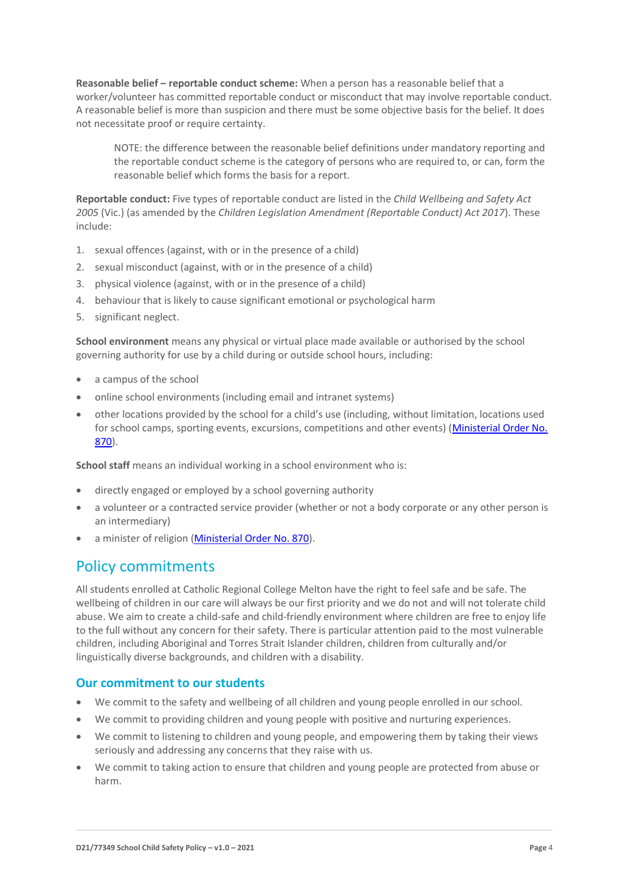**Reasonable belief – reportable conduct scheme:** When a person has a reasonable belief that a worker/volunteer has committed reportable conduct or misconduct that may involve reportable conduct. A reasonable belief is more than suspicion and there must be some objective basis for the belief. It does not necessitate proof or require certainty.

> NOTE: the difference between the reasonable belief definitions under mandatory reporting and the reportable conduct scheme is the category of persons who are required to, or can, form the reasonable belief which forms the basis for a report.

**Reportable conduct:** Five types of reportable conduct are listed in the *Child Wellbeing and Safety Act 2005* (Vic.) (as amended by the *Children Legislation Amendment (Reportable Conduct) Act 2017*). These include:

1. sexual offences (against, with or in the presence of a child)
2. sexual misconduct (against, with or in the presence of a child)
3. physical violence (against, with or in the presence of a child)
4. behaviour that is likely to cause significant emotional or psychological harm
5. significant neglect.

**School environment** means any physical or virtual place made available or authorised by the school governing authority for use by a child during or outside school hours, including:

- a campus of the school
- online school environments (including email and intranet systems)
- other locations provided by the school for a child's use (including, without limitation, locations used for school camps, sporting events, excursions, competitions and other events) (Ministerial Order No. 870).

**School staff** means an individual working in a school environment who is:

- directly engaged or employed by a school governing authority
- a volunteer or a contracted service provider (whether or not a body corporate or any other person is an intermediary)
- a minister of religion (Ministerial Order No. 870).

## Policy commitments

All students enrolled at Catholic Regional College Melton have the right to feel safe and be safe. The wellbeing of children in our care will always be our first priority and we do not and will not tolerate child abuse. We aim to create a child-safe and child-friendly environment where children are free to enjoy life to the full without any concern for their safety. There is particular attention paid to the most vulnerable children, including Aboriginal and Torres Strait Islander children, children from culturally and/or linguistically diverse backgrounds, and children with a disability.

### Our commitment to our students

- We commit to the safety and wellbeing of all children and young people enrolled in our school.
- We commit to providing children and young people with positive and nurturing experiences.
- We commit to listening to children and young people, and empowering them by taking their views seriously and addressing any concerns that they raise with us.
- We commit to taking action to ensure that children and young people are protected from abuse or harm.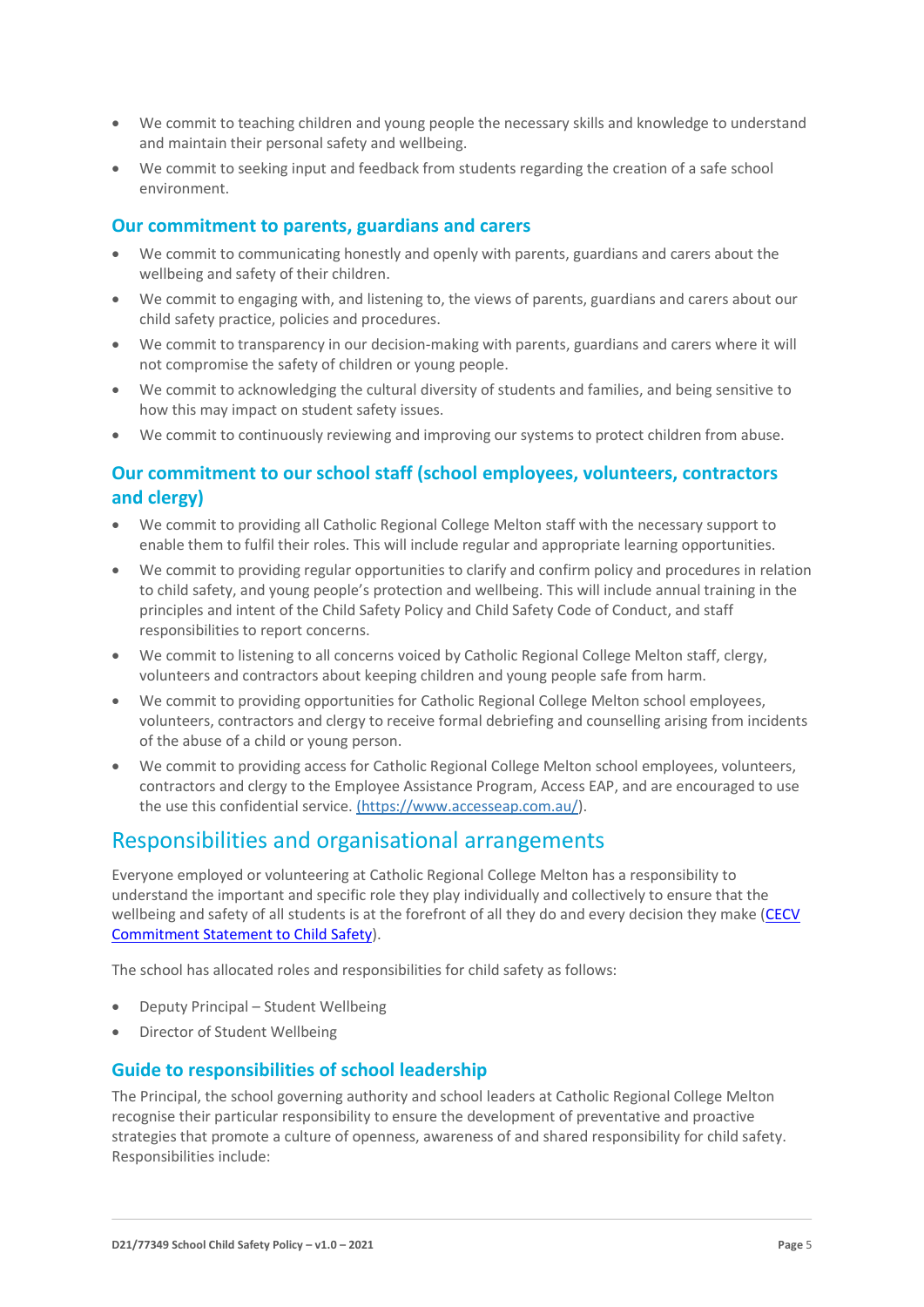- We commit to teaching children and young people the necessary skills and knowledge to understand and maintain their personal safety and wellbeing.
- We commit to seeking input and feedback from students regarding the creation of a safe school environment.

### Our commitment to parents, guardians and carers

- We commit to communicating honestly and openly with parents, guardians and carers about the wellbeing and safety of their children.
- We commit to engaging with, and listening to, the views of parents, guardians and carers about our child safety practice, policies and procedures.
- We commit to transparency in our decision-making with parents, guardians and carers where it will not compromise the safety of children or young people.
- We commit to acknowledging the cultural diversity of students and families, and being sensitive to how this may impact on student safety issues.
- We commit to continuously reviewing and improving our systems to protect children from abuse.

### Our commitment to our school staff (school employees, volunteers, contractors and clergy)

- We commit to providing all Catholic Regional College Melton staff with the necessary support to enable them to fulfil their roles. This will include regular and appropriate learning opportunities.
- We commit to providing regular opportunities to clarify and confirm policy and procedures in relation to child safety, and young people's protection and wellbeing. This will include annual training in the principles and intent of the Child Safety Policy and Child Safety Code of Conduct, and staff responsibilities to report concerns.
- We commit to listening to all concerns voiced by Catholic Regional College Melton staff, clergy, volunteers and contractors about keeping children and young people safe from harm.
- We commit to providing opportunities for Catholic Regional College Melton school employees, volunteers, contractors and clergy to receive formal debriefing and counselling arising from incidents of the abuse of a child or young person.
- We commit to providing access for Catholic Regional College Melton school employees, volunteers, contractors and clergy to the Employee Assistance Program, Access EAP, and are encouraged to use the use this confidential service. [(https://www.accesseap.com.au/)](https://www.accesseap.com.au/).

## Responsibilities and organisational arrangements

Everyone employed or volunteering at Catholic Regional College Melton has a responsibility to understand the important and specific role they play individually and collectively to ensure that the wellbeing and safety of all students is at the forefront of all they do and every decision they make ([CECV Commitment Statement to Child Safety]()).

The school has allocated roles and responsibilities for child safety as follows:

- Deputy Principal – Student Wellbeing
- Director of Student Wellbeing

### Guide to responsibilities of school leadership

The Principal, the school governing authority and school leaders at Catholic Regional College Melton recognise their particular responsibility to ensure the development of preventative and proactive strategies that promote a culture of openness, awareness of and shared responsibility for child safety. Responsibilities include: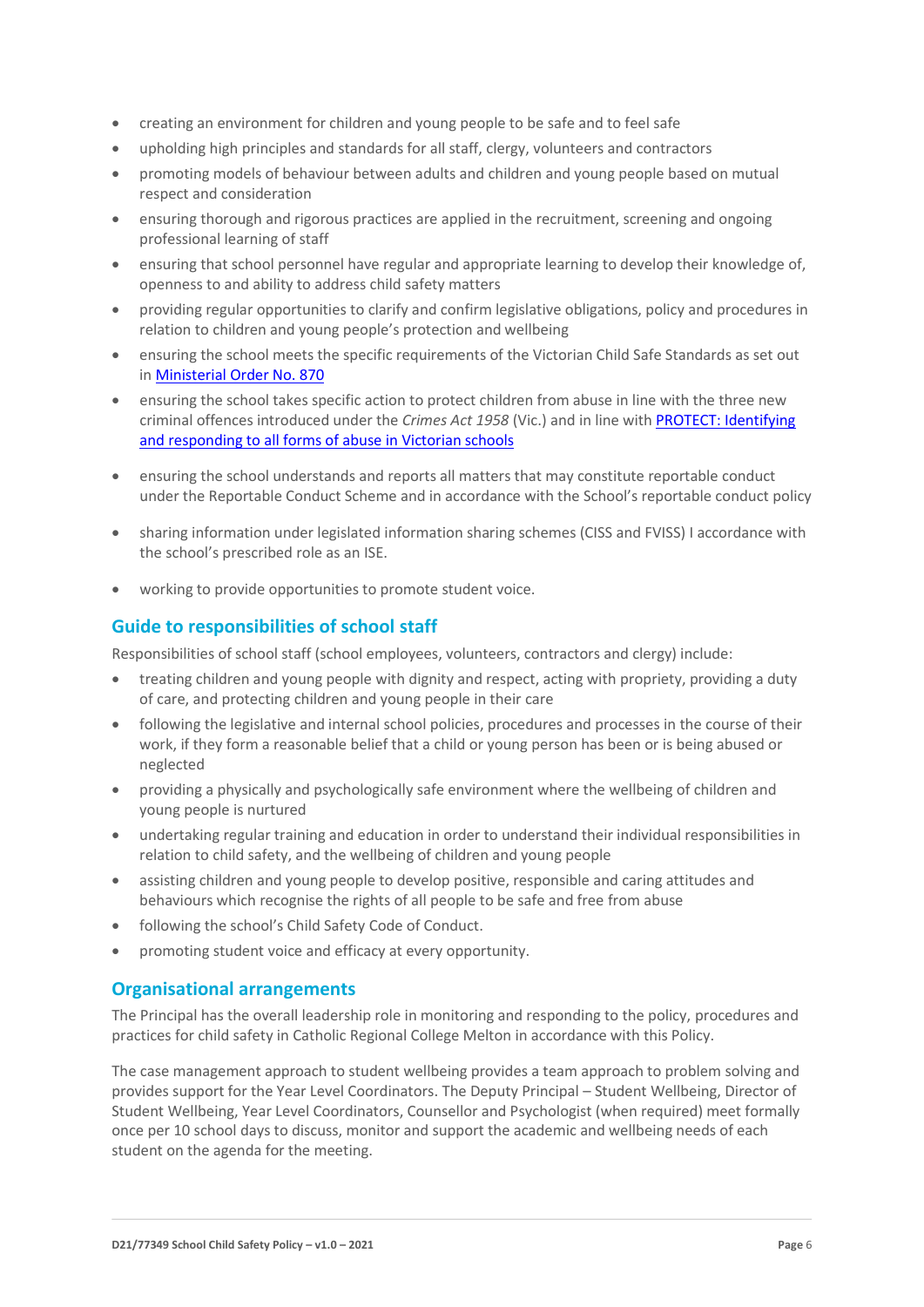- creating an environment for children and young people to be safe and to feel safe
- upholding high principles and standards for all staff, clergy, volunteers and contractors
- promoting models of behaviour between adults and children and young people based on mutual respect and consideration
- ensuring thorough and rigorous practices are applied in the recruitment, screening and ongoing professional learning of staff
- ensuring that school personnel have regular and appropriate learning to develop their knowledge of, openness to and ability to address child safety matters
- providing regular opportunities to clarify and confirm legislative obligations, policy and procedures in relation to children and young people's protection and wellbeing
- ensuring the school meets the specific requirements of the Victorian Child Safe Standards as set out in Ministerial Order No. 870
- ensuring the school takes specific action to protect children from abuse in line with the three new criminal offences introduced under the *Crimes Act 1958* (Vic.) and in line with PROTECT: Identifying and responding to all forms of abuse in Victorian schools
- ensuring the school understands and reports all matters that may constitute reportable conduct under the Reportable Conduct Scheme and in accordance with the School's reportable conduct policy
- sharing information under legislated information sharing schemes (CISS and FVISS) I accordance with the school's prescribed role as an ISE.
- working to provide opportunities to promote student voice.

## Guide to responsibilities of school staff

Responsibilities of school staff (school employees, volunteers, contractors and clergy) include:

- treating children and young people with dignity and respect, acting with propriety, providing a duty of care, and protecting children and young people in their care
- following the legislative and internal school policies, procedures and processes in the course of their work, if they form a reasonable belief that a child or young person has been or is being abused or neglected
- providing a physically and psychologically safe environment where the wellbeing of children and young people is nurtured
- undertaking regular training and education in order to understand their individual responsibilities in relation to child safety, and the wellbeing of children and young people
- assisting children and young people to develop positive, responsible and caring attitudes and behaviours which recognise the rights of all people to be safe and free from abuse
- following the school's Child Safety Code of Conduct.
- promoting student voice and efficacy at every opportunity.

## Organisational arrangements

The Principal has the overall leadership role in monitoring and responding to the policy, procedures and practices for child safety in Catholic Regional College Melton in accordance with this Policy.

The case management approach to student wellbeing provides a team approach to problem solving and provides support for the Year Level Coordinators. The Deputy Principal – Student Wellbeing, Director of Student Wellbeing, Year Level Coordinators, Counsellor and Psychologist (when required) meet formally once per 10 school days to discuss, monitor and support the academic and wellbeing needs of each student on the agenda for the meeting.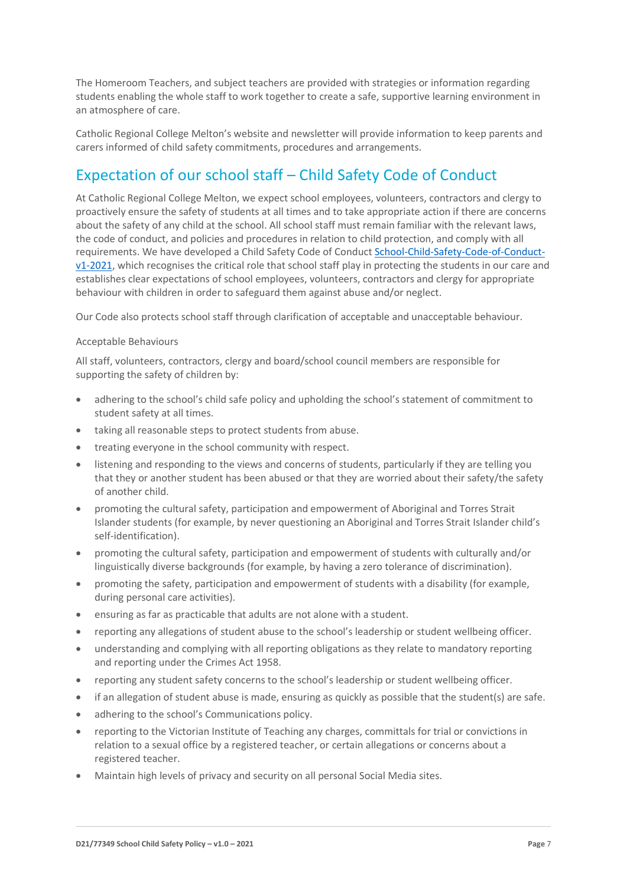The Homeroom Teachers, and subject teachers are provided with strategies or information regarding students enabling the whole staff to work together to create a safe, supportive learning environment in an atmosphere of care.

Catholic Regional College Melton's website and newsletter will provide information to keep parents and carers informed of child safety commitments, procedures and arrangements.

## Expectation of our school staff – Child Safety Code of Conduct

At Catholic Regional College Melton, we expect school employees, volunteers, contractors and clergy to proactively ensure the safety of students at all times and to take appropriate action if there are concerns about the safety of any child at the school. All school staff must remain familiar with the relevant laws, the code of conduct, and policies and procedures in relation to child protection, and comply with all requirements. We have developed a Child Safety Code of Conduct School-Child-Safety-Code-of-Conduct-v1-2021, which recognises the critical role that school staff play in protecting the students in our care and establishes clear expectations of school employees, volunteers, contractors and clergy for appropriate behaviour with children in order to safeguard them against abuse and/or neglect.

Our Code also protects school staff through clarification of acceptable and unacceptable behaviour.

Acceptable Behaviours

All staff, volunteers, contractors, clergy and board/school council members are responsible for supporting the safety of children by:

- adhering to the school's child safe policy and upholding the school's statement of commitment to student safety at all times.
- taking all reasonable steps to protect students from abuse.
- treating everyone in the school community with respect.
- listening and responding to the views and concerns of students, particularly if they are telling you that they or another student has been abused or that they are worried about their safety/the safety of another child.
- promoting the cultural safety, participation and empowerment of Aboriginal and Torres Strait Islander students (for example, by never questioning an Aboriginal and Torres Strait Islander child's self-identification).
- promoting the cultural safety, participation and empowerment of students with culturally and/or linguistically diverse backgrounds (for example, by having a zero tolerance of discrimination).
- promoting the safety, participation and empowerment of students with a disability (for example, during personal care activities).
- ensuring as far as practicable that adults are not alone with a student.
- reporting any allegations of student abuse to the school's leadership or student wellbeing officer.
- understanding and complying with all reporting obligations as they relate to mandatory reporting and reporting under the Crimes Act 1958.
- reporting any student safety concerns to the school's leadership or student wellbeing officer.
- if an allegation of student abuse is made, ensuring as quickly as possible that the student(s) are safe.
- adhering to the school's Communications policy.
- reporting to the Victorian Institute of Teaching any charges, committals for trial or convictions in relation to a sexual office by a registered teacher, or certain allegations or concerns about a registered teacher.
- Maintain high levels of privacy and security on all personal Social Media sites.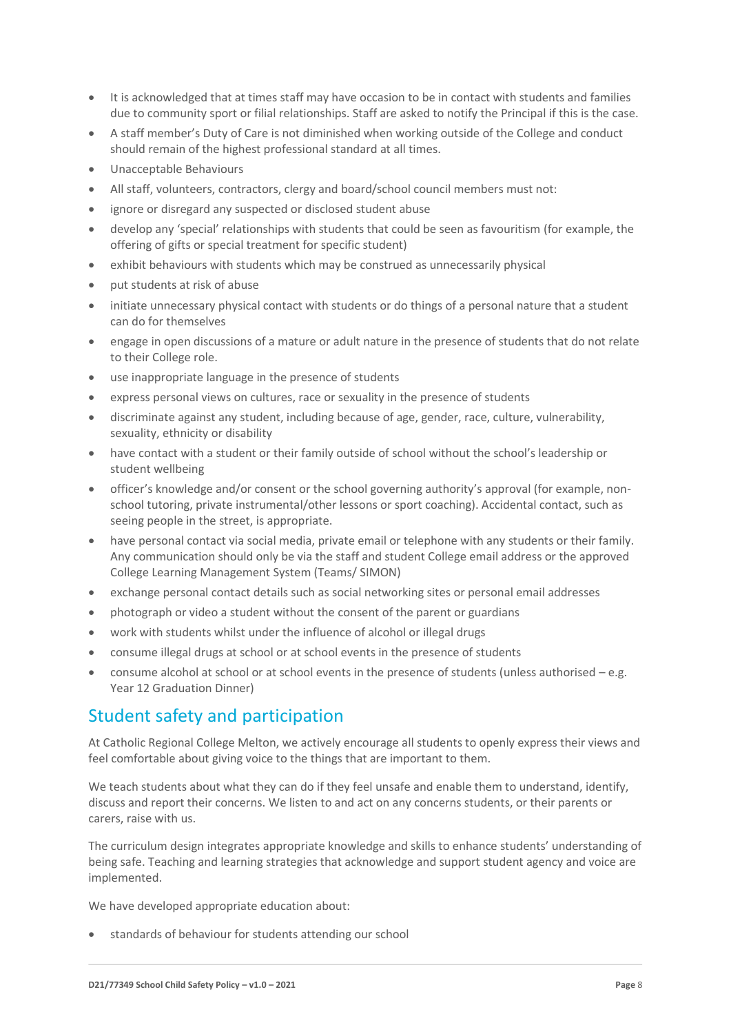- It is acknowledged that at times staff may have occasion to be in contact with students and families due to community sport or filial relationships. Staff are asked to notify the Principal if this is the case.
- A staff member's Duty of Care is not diminished when working outside of the College and conduct should remain of the highest professional standard at all times.
- Unacceptable Behaviours
- All staff, volunteers, contractors, clergy and board/school council members must not:
- ignore or disregard any suspected or disclosed student abuse
- develop any 'special' relationships with students that could be seen as favouritism (for example, the offering of gifts or special treatment for specific student)
- exhibit behaviours with students which may be construed as unnecessarily physical
- put students at risk of abuse
- initiate unnecessary physical contact with students or do things of a personal nature that a student can do for themselves
- engage in open discussions of a mature or adult nature in the presence of students that do not relate to their College role.
- use inappropriate language in the presence of students
- express personal views on cultures, race or sexuality in the presence of students
- discriminate against any student, including because of age, gender, race, culture, vulnerability, sexuality, ethnicity or disability
- have contact with a student or their family outside of school without the school's leadership or student wellbeing
- officer's knowledge and/or consent or the school governing authority's approval (for example, non-school tutoring, private instrumental/other lessons or sport coaching). Accidental contact, such as seeing people in the street, is appropriate.
- have personal contact via social media, private email or telephone with any students or their family. Any communication should only be via the staff and student College email address or the approved College Learning Management System (Teams/ SIMON)
- exchange personal contact details such as social networking sites or personal email addresses
- photograph or video a student without the consent of the parent or guardians
- work with students whilst under the influence of alcohol or illegal drugs
- consume illegal drugs at school or at school events in the presence of students
- consume alcohol at school or at school events in the presence of students (unless authorised – e.g. Year 12 Graduation Dinner)

## Student safety and participation

At Catholic Regional College Melton, we actively encourage all students to openly express their views and feel comfortable about giving voice to the things that are important to them.

We teach students about what they can do if they feel unsafe and enable them to understand, identify, discuss and report their concerns. We listen to and act on any concerns students, or their parents or carers, raise with us.

The curriculum design integrates appropriate knowledge and skills to enhance students' understanding of being safe. Teaching and learning strategies that acknowledge and support student agency and voice are implemented.

We have developed appropriate education about:

- standards of behaviour for students attending our school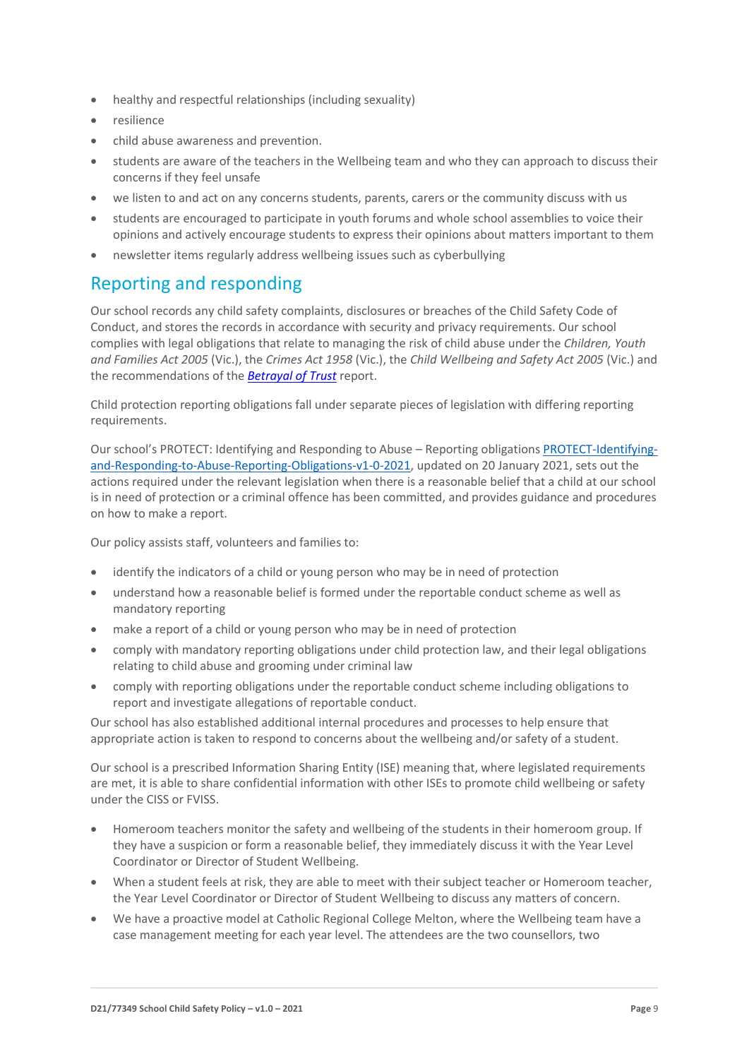- healthy and respectful relationships (including sexuality)
- resilience
- child abuse awareness and prevention.
- students are aware of the teachers in the Wellbeing team and who they can approach to discuss their concerns if they feel unsafe
- we listen to and act on any concerns students, parents, carers or the community discuss with us
- students are encouraged to participate in youth forums and whole school assemblies to voice their opinions and actively encourage students to express their opinions about matters important to them
- newsletter items regularly address wellbeing issues such as cyberbullying

## Reporting and responding

Our school records any child safety complaints, disclosures or breaches of the Child Safety Code of Conduct, and stores the records in accordance with security and privacy requirements. Our school complies with legal obligations that relate to managing the risk of child abuse under the *Children, Youth and Families Act 2005* (Vic.), the *Crimes Act 1958* (Vic.), the *Child Wellbeing and Safety Act 2005* (Vic.) and the recommendations of the ***Betrayal of Trust*** report.

Child protection reporting obligations fall under separate pieces of legislation with differing reporting requirements.

Our school's PROTECT: Identifying and Responding to Abuse – Reporting obligations PROTECT-Identifying-and-Responding-to-Abuse-Reporting-Obligations-v1-0-2021, updated on 20 January 2021, sets out the actions required under the relevant legislation when there is a reasonable belief that a child at our school is in need of protection or a criminal offence has been committed, and provides guidance and procedures on how to make a report.

Our policy assists staff, volunteers and families to:

- identify the indicators of a child or young person who may be in need of protection
- understand how a reasonable belief is formed under the reportable conduct scheme as well as mandatory reporting
- make a report of a child or young person who may be in need of protection
- comply with mandatory reporting obligations under child protection law, and their legal obligations relating to child abuse and grooming under criminal law
- comply with reporting obligations under the reportable conduct scheme including obligations to report and investigate allegations of reportable conduct.

Our school has also established additional internal procedures and processes to help ensure that appropriate action is taken to respond to concerns about the wellbeing and/or safety of a student.

Our school is a prescribed Information Sharing Entity (ISE) meaning that, where legislated requirements are met, it is able to share confidential information with other ISEs to promote child wellbeing or safety under the CISS or FVISS.

- Homeroom teachers monitor the safety and wellbeing of the students in their homeroom group. If they have a suspicion or form a reasonable belief, they immediately discuss it with the Year Level Coordinator or Director of Student Wellbeing.
- When a student feels at risk, they are able to meet with their subject teacher or Homeroom teacher, the Year Level Coordinator or Director of Student Wellbeing to discuss any matters of concern.
- We have a proactive model at Catholic Regional College Melton, where the Wellbeing team have a case management meeting for each year level. The attendees are the two counsellors, two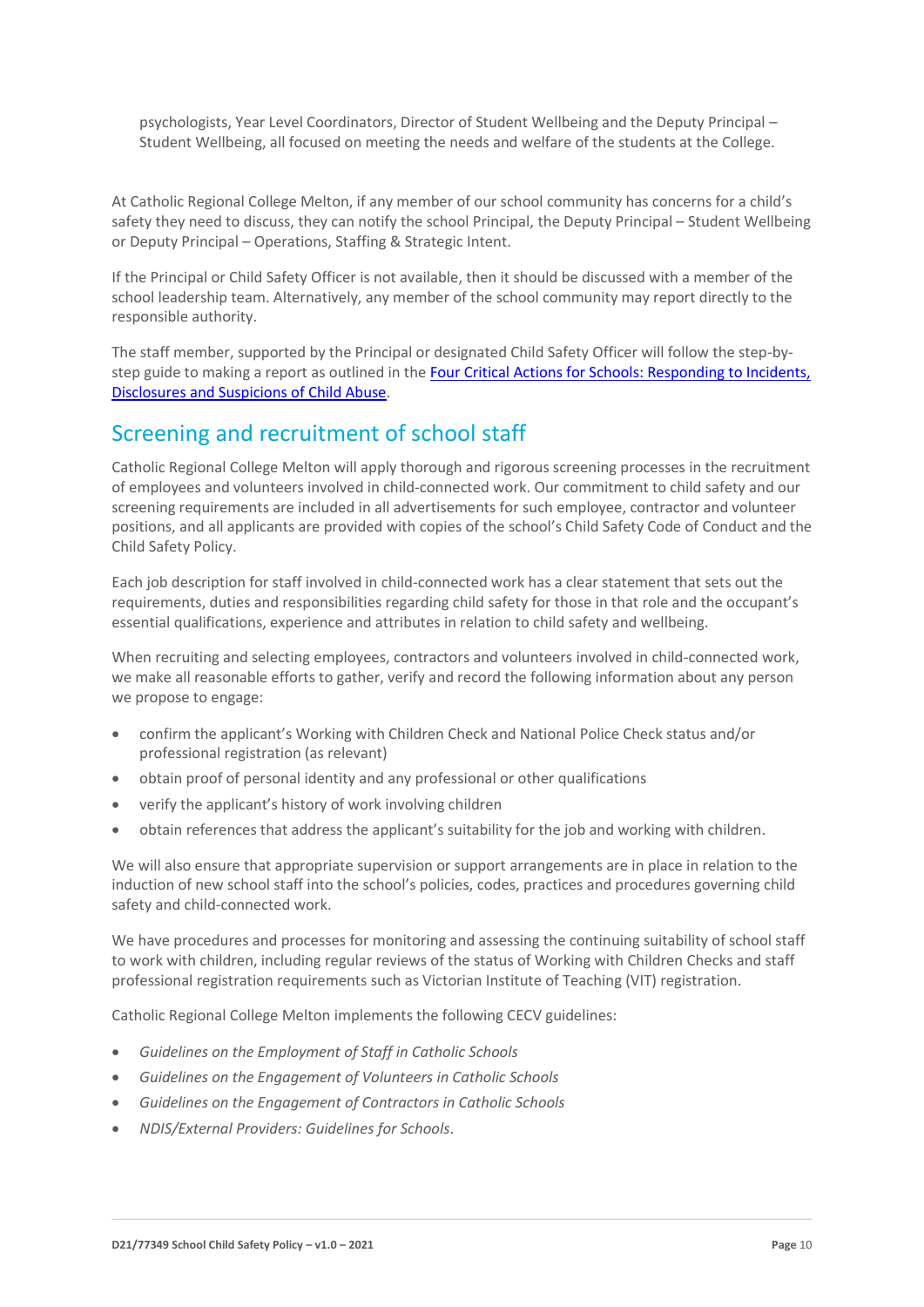psychologists, Year Level Coordinators, Director of Student Wellbeing and the Deputy Principal – Student Wellbeing, all focused on meeting the needs and welfare of the students at the College.

At Catholic Regional College Melton, if any member of our school community has concerns for a child's safety they need to discuss, they can notify the school Principal, the Deputy Principal – Student Wellbeing or Deputy Principal – Operations, Staffing & Strategic Intent.

If the Principal or Child Safety Officer is not available, then it should be discussed with a member of the school leadership team. Alternatively, any member of the school community may report directly to the responsible authority.

The staff member, supported by the Principal or designated Child Safety Officer will follow the step-by-step guide to making a report as outlined in the Four Critical Actions for Schools: Responding to Incidents, Disclosures and Suspicions of Child Abuse.

## Screening and recruitment of school staff

Catholic Regional College Melton will apply thorough and rigorous screening processes in the recruitment of employees and volunteers involved in child-connected work. Our commitment to child safety and our screening requirements are included in all advertisements for such employee, contractor and volunteer positions, and all applicants are provided with copies of the school's Child Safety Code of Conduct and the Child Safety Policy.

Each job description for staff involved in child-connected work has a clear statement that sets out the requirements, duties and responsibilities regarding child safety for those in that role and the occupant's essential qualifications, experience and attributes in relation to child safety and wellbeing.

When recruiting and selecting employees, contractors and volunteers involved in child-connected work, we make all reasonable efforts to gather, verify and record the following information about any person we propose to engage:

- confirm the applicant's Working with Children Check and National Police Check status and/or professional registration (as relevant)
- obtain proof of personal identity and any professional or other qualifications
- verify the applicant's history of work involving children
- obtain references that address the applicant's suitability for the job and working with children.

We will also ensure that appropriate supervision or support arrangements are in place in relation to the induction of new school staff into the school's policies, codes, practices and procedures governing child safety and child-connected work.

We have procedures and processes for monitoring and assessing the continuing suitability of school staff to work with children, including regular reviews of the status of Working with Children Checks and staff professional registration requirements such as Victorian Institute of Teaching (VIT) registration.

Catholic Regional College Melton implements the following CECV guidelines:

- *Guidelines on the Employment of Staff in Catholic Schools*
- *Guidelines on the Engagement of Volunteers in Catholic Schools*
- *Guidelines on the Engagement of Contractors in Catholic Schools*
- *NDIS/External Providers: Guidelines for Schools*.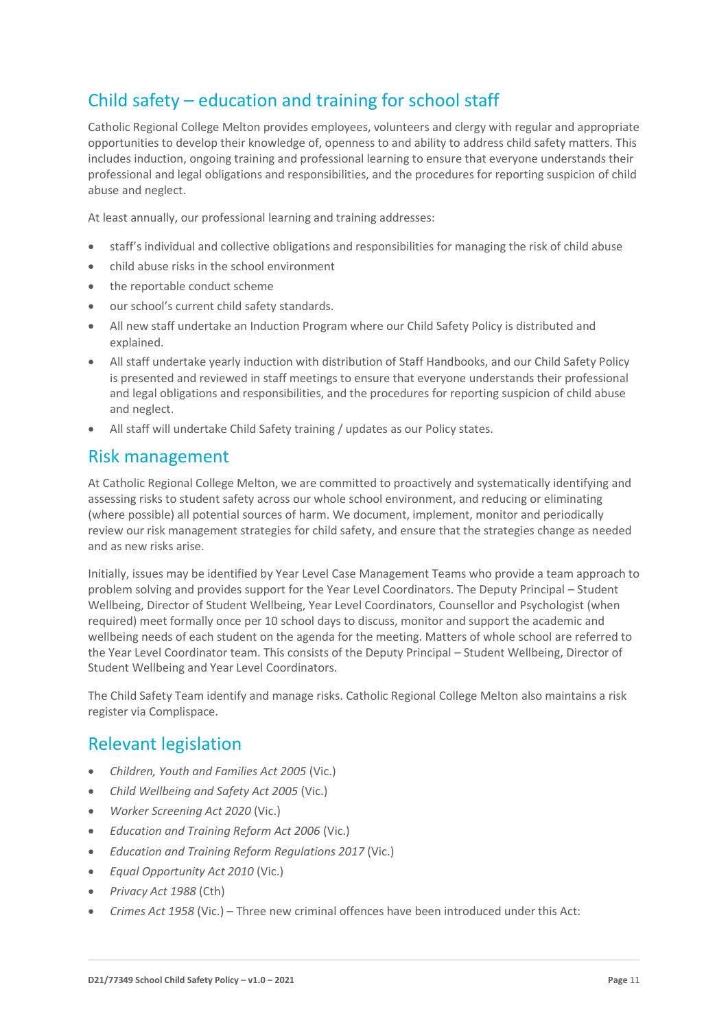## Child safety – education and training for school staff

Catholic Regional College Melton provides employees, volunteers and clergy with regular and appropriate opportunities to develop their knowledge of, openness to and ability to address child safety matters. This includes induction, ongoing training and professional learning to ensure that everyone understands their professional and legal obligations and responsibilities, and the procedures for reporting suspicion of child abuse and neglect.

At least annually, our professional learning and training addresses:

- staff's individual and collective obligations and responsibilities for managing the risk of child abuse
- child abuse risks in the school environment
- the reportable conduct scheme
- our school's current child safety standards.
- All new staff undertake an Induction Program where our Child Safety Policy is distributed and explained.
- All staff undertake yearly induction with distribution of Staff Handbooks, and our Child Safety Policy is presented and reviewed in staff meetings to ensure that everyone understands their professional and legal obligations and responsibilities, and the procedures for reporting suspicion of child abuse and neglect.
- All staff will undertake Child Safety training / updates as our Policy states.

## Risk management

At Catholic Regional College Melton, we are committed to proactively and systematically identifying and assessing risks to student safety across our whole school environment, and reducing or eliminating (where possible) all potential sources of harm. We document, implement, monitor and periodically review our risk management strategies for child safety, and ensure that the strategies change as needed and as new risks arise.

Initially, issues may be identified by Year Level Case Management Teams who provide a team approach to problem solving and provides support for the Year Level Coordinators. The Deputy Principal – Student Wellbeing, Director of Student Wellbeing, Year Level Coordinators, Counsellor and Psychologist (when required) meet formally once per 10 school days to discuss, monitor and support the academic and wellbeing needs of each student on the agenda for the meeting. Matters of whole school are referred to the Year Level Coordinator team. This consists of the Deputy Principal – Student Wellbeing, Director of Student Wellbeing and Year Level Coordinators.

The Child Safety Team identify and manage risks. Catholic Regional College Melton also maintains a risk register via Complispace.

## Relevant legislation

- *Children, Youth and Families Act 2005* (Vic.)
- *Child Wellbeing and Safety Act 2005* (Vic.)
- *Worker Screening Act 2020* (Vic.)
- *Education and Training Reform Act 2006* (Vic.)
- *Education and Training Reform Regulations 2017* (Vic.)
- *Equal Opportunity Act 2010* (Vic.)
- *Privacy Act 1988* (Cth)
- *Crimes Act 1958* (Vic.) – Three new criminal offences have been introduced under this Act: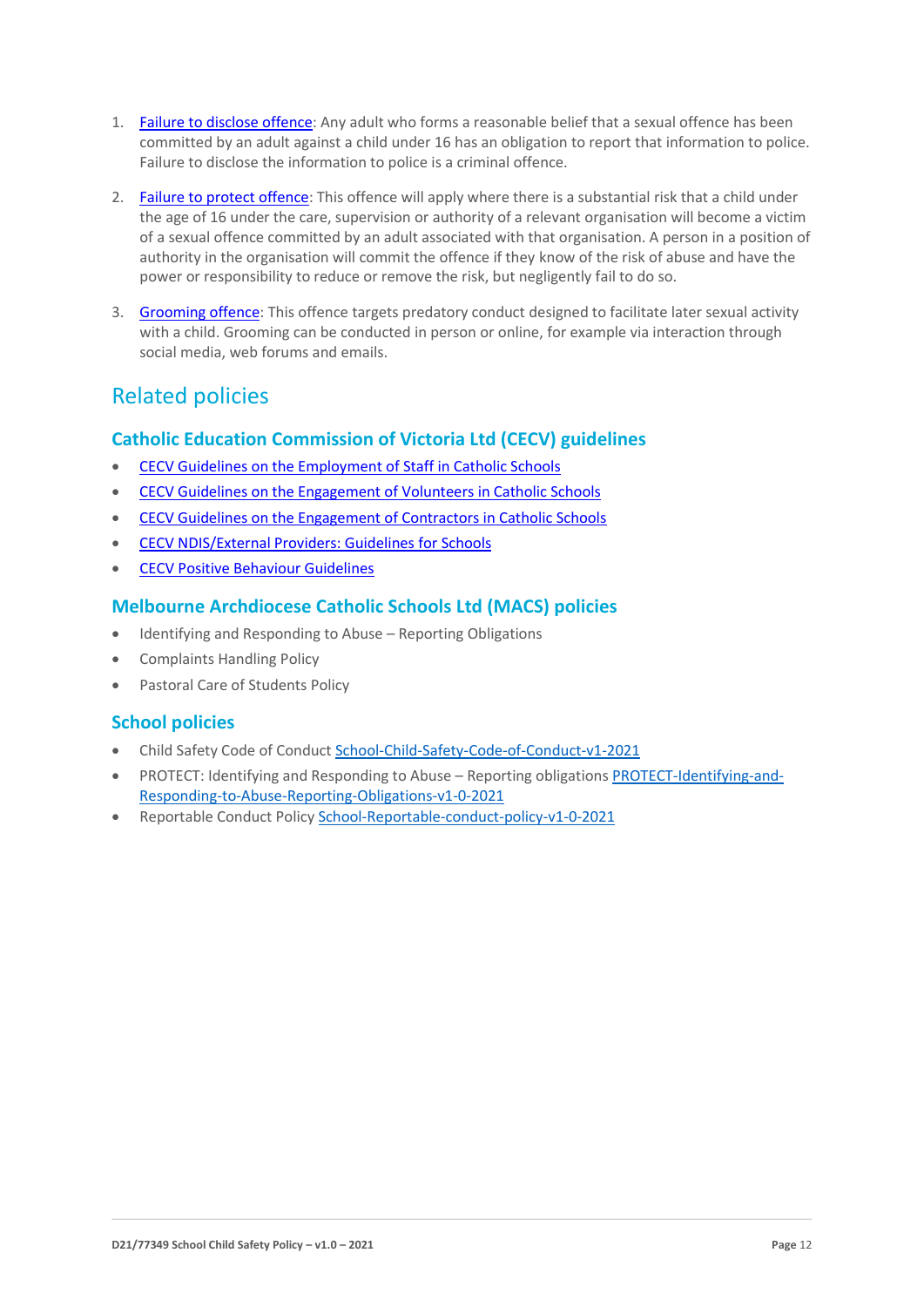1. Failure to disclose offence: Any adult who forms a reasonable belief that a sexual offence has been committed by an adult against a child under 16 has an obligation to report that information to police. Failure to disclose the information to police is a criminal offence.

2. Failure to protect offence: This offence will apply where there is a substantial risk that a child under the age of 16 under the care, supervision or authority of a relevant organisation will become a victim of a sexual offence committed by an adult associated with that organisation. A person in a position of authority in the organisation will commit the offence if they know of the risk of abuse and have the power or responsibility to reduce or remove the risk, but negligently fail to do so.

3. Grooming offence: This offence targets predatory conduct designed to facilitate later sexual activity with a child. Grooming can be conducted in person or online, for example via interaction through social media, web forums and emails.

## Related policies

### Catholic Education Commission of Victoria Ltd (CECV) guidelines

- CECV Guidelines on the Employment of Staff in Catholic Schools
- CECV Guidelines on the Engagement of Volunteers in Catholic Schools
- CECV Guidelines on the Engagement of Contractors in Catholic Schools
- CECV NDIS/External Providers: Guidelines for Schools
- CECV Positive Behaviour Guidelines

### Melbourne Archdiocese Catholic Schools Ltd (MACS) policies

- Identifying and Responding to Abuse – Reporting Obligations
- Complaints Handling Policy
- Pastoral Care of Students Policy

### School policies

- Child Safety Code of Conduct School-Child-Safety-Code-of-Conduct-v1-2021
- PROTECT: Identifying and Responding to Abuse – Reporting obligations PROTECT-Identifying-and-Responding-to-Abuse-Reporting-Obligations-v1-0-2021
- Reportable Conduct Policy School-Reportable-conduct-policy-v1-0-2021